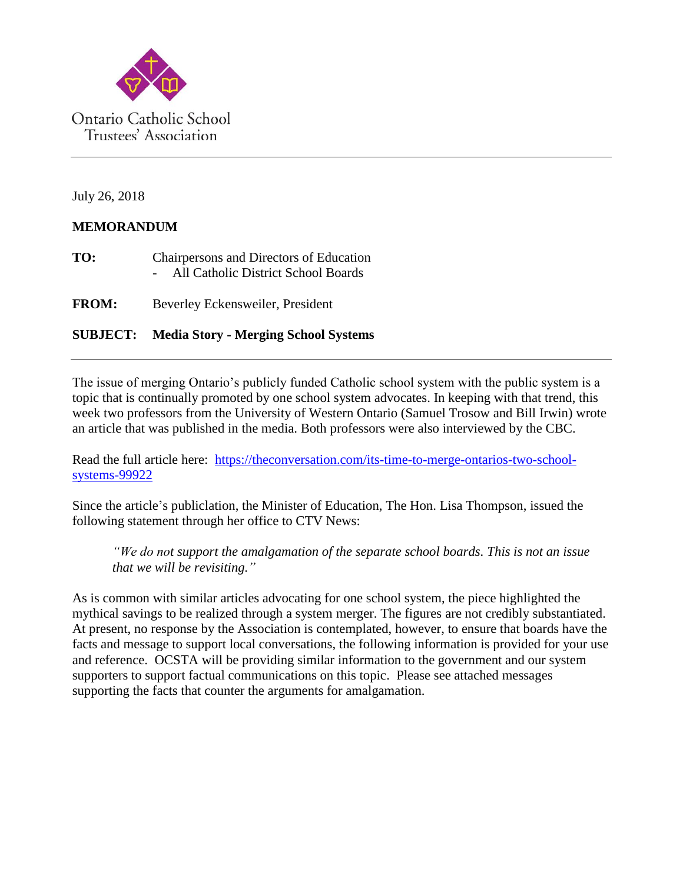Ontario Catholic School
Trustees' Association

July 26, 2018

**MEMORANDUM**

**TO:** Chairpersons and Directors of Education
- All Catholic District School Boards

**FROM:** Beverley Eckensweiler, President

**SUBJECT:** **Media Story - Merging School Systems**

The issue of merging Ontario's publicly funded Catholic school system with the public system is a topic that is continually promoted by one school system advocates. In keeping with that trend, this week two professors from the University of Western Ontario (Samuel Trosow and Bill Irwin) wrote an article that was published in the media. Both professors were also interviewed by the CBC.

Read the full article here: [https://theconversation.com/its-time-to-merge-ontarios-two-school-systems-99922](https://theconversation.com/its-time-to-merge-ontarios-two-school-systems-99922)

Since the article's publiclation, the Minister of Education, The Hon. Lisa Thompson, issued the following statement through her office to CTV News:

> *"We do not support the amalgamation of the separate school boards. This is not an issue that we will be revisiting."*

As is common with similar articles advocating for one school system, the piece highlighted the mythical savings to be realized through a system merger. The figures are not credibly substantiated. At present, no response by the Association is contemplated, however, to ensure that boards have the facts and message to support local conversations, the following information is provided for your use and reference. OCSTA will be providing similar information to the government and our system supporters to support factual communications on this topic. Please see attached messages supporting the facts that counter the arguments for amalgamation.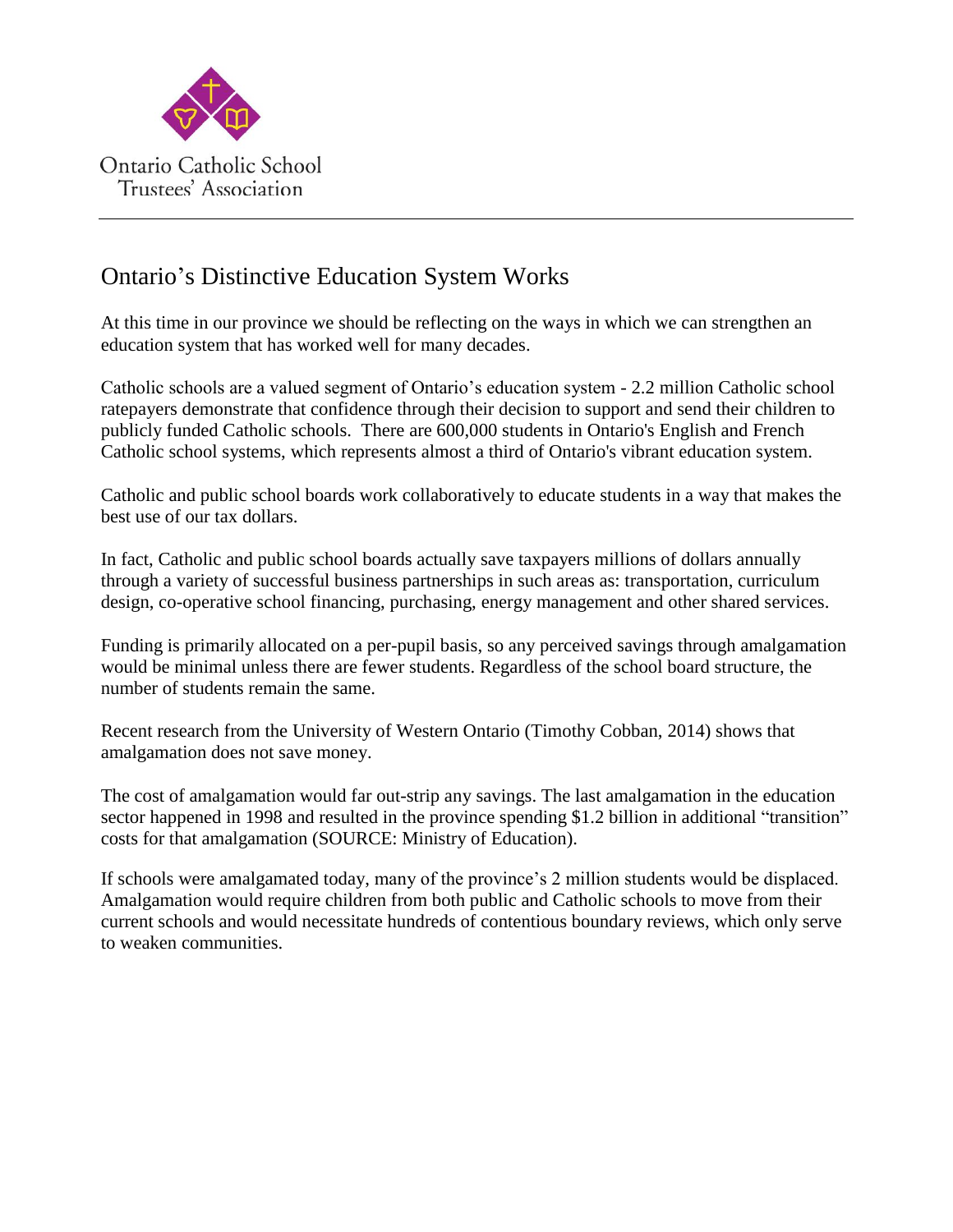Ontario Catholic School Trustees' Association

# Ontario's Distinctive Education System Works

At this time in our province we should be reflecting on the ways in which we can strengthen an education system that has worked well for many decades.

Catholic schools are a valued segment of Ontario's education system - 2.2 million Catholic school ratepayers demonstrate that confidence through their decision to support and send their children to publicly funded Catholic schools. There are 600,000 students in Ontario's English and French Catholic school systems, which represents almost a third of Ontario's vibrant education system.

Catholic and public school boards work collaboratively to educate students in a way that makes the best use of our tax dollars.

In fact, Catholic and public school boards actually save taxpayers millions of dollars annually through a variety of successful business partnerships in such areas as: transportation, curriculum design, co-operative school financing, purchasing, energy management and other shared services.

Funding is primarily allocated on a per-pupil basis, so any perceived savings through amalgamation would be minimal unless there are fewer students. Regardless of the school board structure, the number of students remain the same.

Recent research from the University of Western Ontario (Timothy Cobban, 2014) shows that amalgamation does not save money.

The cost of amalgamation would far out-strip any savings. The last amalgamation in the education sector happened in 1998 and resulted in the province spending $1.2 billion in additional "transition" costs for that amalgamation (SOURCE: Ministry of Education).

If schools were amalgamated today, many of the province's 2 million students would be displaced. Amalgamation would require children from both public and Catholic schools to move from their current schools and would necessitate hundreds of contentious boundary reviews, which only serve to weaken communities.